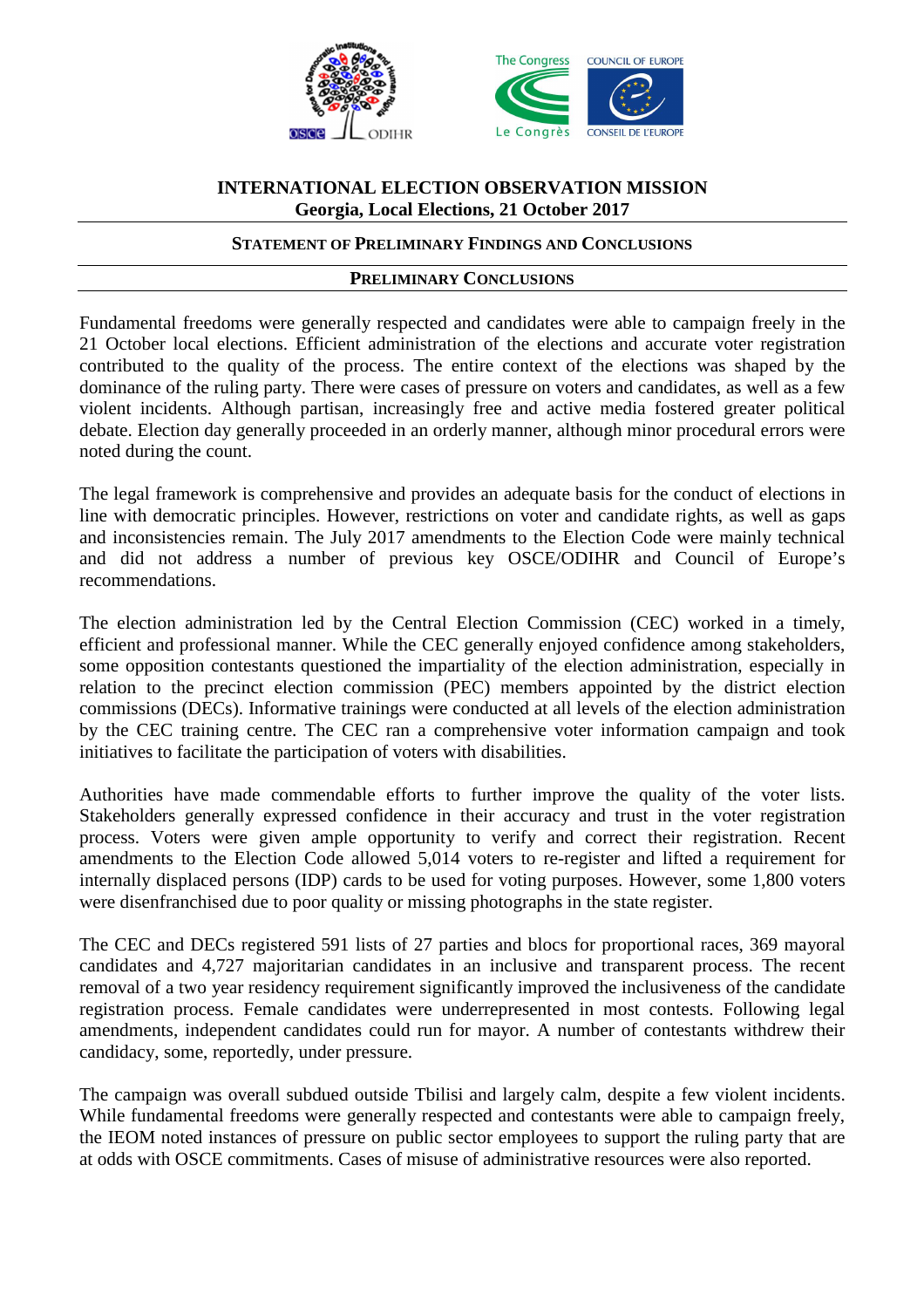# INTERNATIONAL ELECTION OBSERVATION MISSION
## Georgia, Local Elections, 21 October 2017

### STATEMENT OF PRELIMINARY FINDINGS AND CONCLUSIONS

### PRELIMINARY CONCLUSIONS

Fundamental freedoms were generally respected and candidates were able to campaign freely in the 21 October local elections. Efficient administration of the elections and accurate voter registration contributed to the quality of the process. The entire context of the elections was shaped by the dominance of the ruling party. There were cases of pressure on voters and candidates, as well as a few violent incidents. Although partisan, increasingly free and active media fostered greater political debate. Election day generally proceeded in an orderly manner, although minor procedural errors were noted during the count.

The legal framework is comprehensive and provides an adequate basis for the conduct of elections in line with democratic principles. However, restrictions on voter and candidate rights, as well as gaps and inconsistencies remain. The July 2017 amendments to the Election Code were mainly technical and did not address a number of previous key OSCE/ODIHR and Council of Europe's recommendations.

The election administration led by the Central Election Commission (CEC) worked in a timely, efficient and professional manner. While the CEC generally enjoyed confidence among stakeholders, some opposition contestants questioned the impartiality of the election administration, especially in relation to the precinct election commission (PEC) members appointed by the district election commissions (DECs). Informative trainings were conducted at all levels of the election administration by the CEC training centre. The CEC ran a comprehensive voter information campaign and took initiatives to facilitate the participation of voters with disabilities.

Authorities have made commendable efforts to further improve the quality of the voter lists. Stakeholders generally expressed confidence in their accuracy and trust in the voter registration process. Voters were given ample opportunity to verify and correct their registration. Recent amendments to the Election Code allowed 5,014 voters to re-register and lifted a requirement for internally displaced persons (IDP) cards to be used for voting purposes. However, some 1,800 voters were disenfranchised due to poor quality or missing photographs in the state register.

The CEC and DECs registered 591 lists of 27 parties and blocs for proportional races, 369 mayoral candidates and 4,727 majoritarian candidates in an inclusive and transparent process. The recent removal of a two year residency requirement significantly improved the inclusiveness of the candidate registration process. Female candidates were underrepresented in most contests. Following legal amendments, independent candidates could run for mayor. A number of contestants withdrew their candidacy, some, reportedly, under pressure.

The campaign was overall subdued outside Tbilisi and largely calm, despite a few violent incidents. While fundamental freedoms were generally respected and contestants were able to campaign freely, the IEOM noted instances of pressure on public sector employees to support the ruling party that are at odds with OSCE commitments. Cases of misuse of administrative resources were also reported.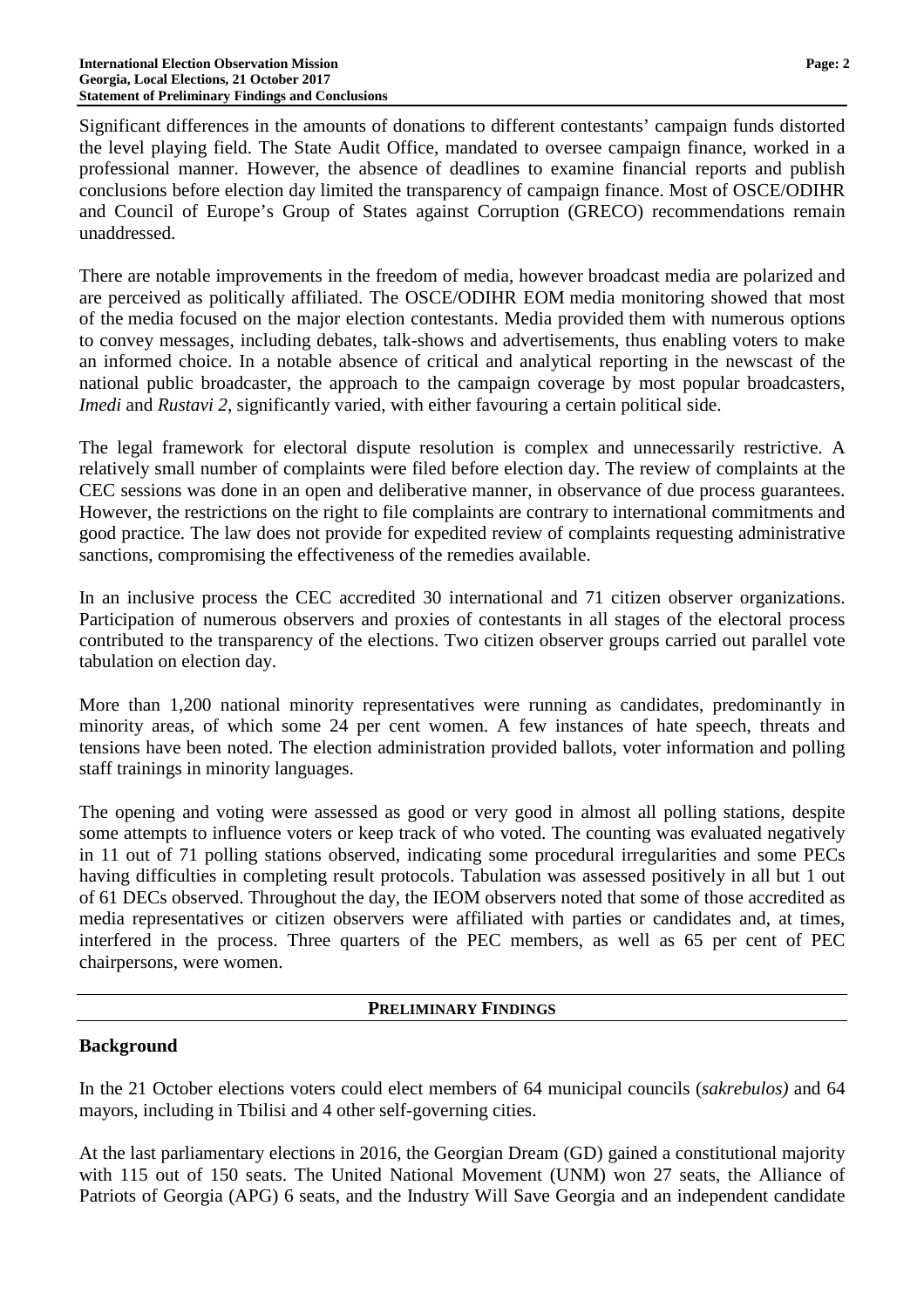Significant differences in the amounts of donations to different contestants' campaign funds distorted the level playing field. The State Audit Office, mandated to oversee campaign finance, worked in a professional manner. However, the absence of deadlines to examine financial reports and publish conclusions before election day limited the transparency of campaign finance. Most of OSCE/ODIHR and Council of Europe's Group of States against Corruption (GRECO) recommendations remain unaddressed.

There are notable improvements in the freedom of media, however broadcast media are polarized and are perceived as politically affiliated. The OSCE/ODIHR EOM media monitoring showed that most of the media focused on the major election contestants. Media provided them with numerous options to convey messages, including debates, talk-shows and advertisements, thus enabling voters to make an informed choice. In a notable absence of critical and analytical reporting in the newscast of the national public broadcaster, the approach to the campaign coverage by most popular broadcasters, *Imedi* and *Rustavi 2*, significantly varied, with either favouring a certain political side.

The legal framework for electoral dispute resolution is complex and unnecessarily restrictive. A relatively small number of complaints were filed before election day. The review of complaints at the CEC sessions was done in an open and deliberative manner, in observance of due process guarantees. However, the restrictions on the right to file complaints are contrary to international commitments and good practice. The law does not provide for expedited review of complaints requesting administrative sanctions, compromising the effectiveness of the remedies available.

In an inclusive process the CEC accredited 30 international and 71 citizen observer organizations. Participation of numerous observers and proxies of contestants in all stages of the electoral process contributed to the transparency of the elections. Two citizen observer groups carried out parallel vote tabulation on election day.

More than 1,200 national minority representatives were running as candidates, predominantly in minority areas, of which some 24 per cent women. A few instances of hate speech, threats and tensions have been noted. The election administration provided ballots, voter information and polling staff trainings in minority languages.

The opening and voting were assessed as good or very good in almost all polling stations, despite some attempts to influence voters or keep track of who voted. The counting was evaluated negatively in 11 out of 71 polling stations observed, indicating some procedural irregularities and some PECs having difficulties in completing result protocols. Tabulation was assessed positively in all but 1 out of 61 DECs observed. Throughout the day, the IEOM observers noted that some of those accredited as media representatives or citizen observers were affiliated with parties or candidates and, at times, interfered in the process. Three quarters of the PEC members, as well as 65 per cent of PEC chairpersons, were women.

## PRELIMINARY FINDINGS

### Background

In the 21 October elections voters could elect members of 64 municipal councils (*sakrebulos)* and 64 mayors, including in Tbilisi and 4 other self-governing cities.

At the last parliamentary elections in 2016, the Georgian Dream (GD) gained a constitutional majority with 115 out of 150 seats. The United National Movement (UNM) won 27 seats, the Alliance of Patriots of Georgia (APG) 6 seats, and the Industry Will Save Georgia and an independent candidate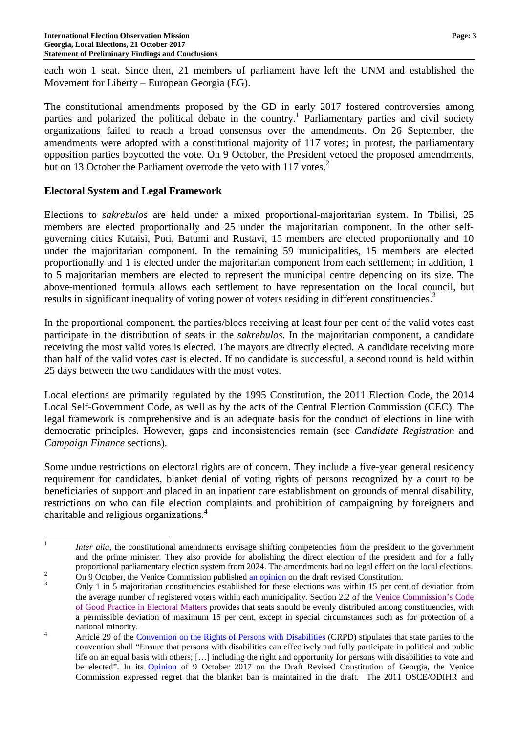each won 1 seat. Since then, 21 members of parliament have left the UNM and established the Movement for Liberty – European Georgia (EG).

The constitutional amendments proposed by the GD in early 2017 fostered controversies among parties and polarized the political debate in the country.[1] Parliamentary parties and civil society organizations failed to reach a broad consensus over the amendments. On 26 September, the amendments were adopted with a constitutional majority of 117 votes; in protest, the parliamentary opposition parties boycotted the vote. On 9 October, the President vetoed the proposed amendments, but on 13 October the Parliament overrode the veto with 117 votes.[2]

## Electoral System and Legal Framework

Elections to *sakrebulos* are held under a mixed proportional-majoritarian system. In Tbilisi, 25 members are elected proportionally and 25 under the majoritarian component. In the other self-governing cities Kutaisi, Poti, Batumi and Rustavi, 15 members are elected proportionally and 10 under the majoritarian component. In the remaining 59 municipalities, 15 members are elected proportionally and 1 is elected under the majoritarian component from each settlement; in addition, 1 to 5 majoritarian members are elected to represent the municipal centre depending on its size. The above-mentioned formula allows each settlement to have representation on the local council, but results in significant inequality of voting power of voters residing in different constituencies.[3]

In the proportional component, the parties/blocs receiving at least four per cent of the valid votes cast participate in the distribution of seats in the *sakrebulos.* In the majoritarian component, a candidate receiving the most valid votes is elected. The mayors are directly elected. A candidate receiving more than half of the valid votes cast is elected. If no candidate is successful, a second round is held within 25 days between the two candidates with the most votes.

Local elections are primarily regulated by the 1995 Constitution, the 2011 Election Code, the 2014 Local Self-Government Code, as well as by the acts of the Central Election Commission (CEC). The legal framework is comprehensive and is an adequate basis for the conduct of elections in line with democratic principles. However, gaps and inconsistencies remain (see *Candidate Registration* and *Campaign Finance* sections).

Some undue restrictions on electoral rights are of concern. They include a five-year general residency requirement for candidates, blanket denial of voting rights of persons recognized by a court to be beneficiaries of support and placed in an inpatient care establishment on grounds of mental disability, restrictions on who can file election complaints and prohibition of campaigning by foreigners and charitable and religious organizations.[4]

---

[1] *Inter alia*, the constitutional amendments envisage shifting competencies from the president to the government and the prime minister. They also provide for abolishing the direct election of the president and for a fully proportional parliamentary election system from 2024. The amendments had no legal effect on the local elections.

[2] On 9 October, the Venice Commission published an opinion on the draft revised Constitution.

[3] Only 1 in 5 majoritarian constituencies established for these elections was within 15 per cent of deviation from the average number of registered voters within each municipality. Section 2.2 of the Venice Commission's Code of Good Practice in Electoral Matters provides that seats should be evenly distributed among constituencies, with a permissible deviation of maximum 15 per cent, except in special circumstances such as for protection of a national minority.

[4] Article 29 of the Convention on the Rights of Persons with Disabilities (CRPD) stipulates that state parties to the convention shall "Ensure that persons with disabilities can effectively and fully participate in political and public life on an equal basis with others; […] including the right and opportunity for persons with disabilities to vote and be elected". In its Opinion of 9 October 2017 on the Draft Revised Constitution of Georgia, the Venice Commission expressed regret that the blanket ban is maintained in the draft. The 2011 OSCE/ODIHR and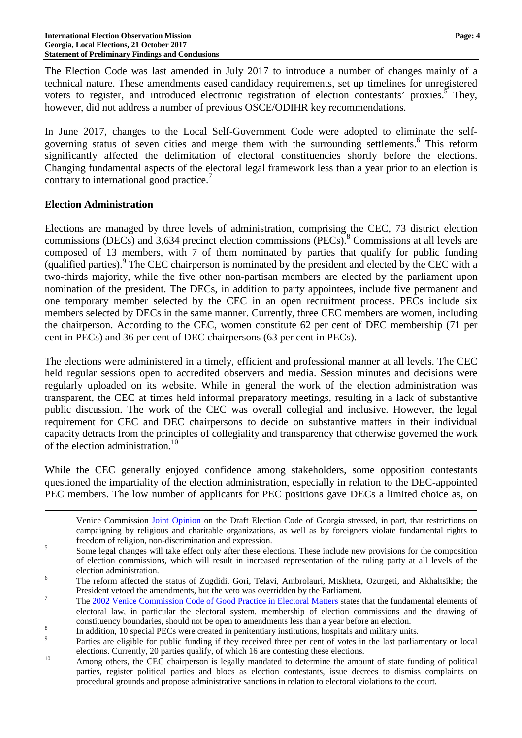The Election Code was last amended in July 2017 to introduce a number of changes mainly of a technical nature. These amendments eased candidacy requirements, set up timelines for unregistered voters to register, and introduced electronic registration of election contestants' proxies.[5] They, however, did not address a number of previous OSCE/ODIHR key recommendations.

In June 2017, changes to the Local Self-Government Code were adopted to eliminate the self-governing status of seven cities and merge them with the surrounding settlements.[6] This reform significantly affected the delimitation of electoral constituencies shortly before the elections. Changing fundamental aspects of the electoral legal framework less than a year prior to an election is contrary to international good practice.[7]

## Election Administration

Elections are managed by three levels of administration, comprising the CEC, 73 district election commissions (DECs) and 3,634 precinct election commissions (PECs).[8] Commissions at all levels are composed of 13 members, with 7 of them nominated by parties that qualify for public funding (qualified parties).[9] The CEC chairperson is nominated by the president and elected by the CEC with a two-thirds majority, while the five other non-partisan members are elected by the parliament upon nomination of the president. The DECs, in addition to party appointees, include five permanent and one temporary member selected by the CEC in an open recruitment process. PECs include six members selected by DECs in the same manner. Currently, three CEC members are women, including the chairperson. According to the CEC, women constitute 62 per cent of DEC membership (71 per cent in PECs) and 36 per cent of DEC chairpersons (63 per cent in PECs).

The elections were administered in a timely, efficient and professional manner at all levels. The CEC held regular sessions open to accredited observers and media. Session minutes and decisions were regularly uploaded on its website. While in general the work of the election administration was transparent, the CEC at times held informal preparatory meetings, resulting in a lack of substantive public discussion. The work of the CEC was overall collegial and inclusive. However, the legal requirement for CEC and DEC chairpersons to decide on substantive matters in their individual capacity detracts from the principles of collegiality and transparency that otherwise governed the work of the election administration.[10]

While the CEC generally enjoyed confidence among stakeholders, some opposition contestants questioned the impartiality of the election administration, especially in relation to the DEC-appointed PEC members. The low number of applicants for PEC positions gave DECs a limited choice as, on

---

Venice Commission Joint Opinion on the Draft Election Code of Georgia stressed, in part, that restrictions on campaigning by religious and charitable organizations, as well as by foreigners violate fundamental rights to freedom of religion, non-discrimination and expression.

[5] Some legal changes will take effect only after these elections. These include new provisions for the composition of election commissions, which will result in increased representation of the ruling party at all levels of the election administration.

[6] The reform affected the status of Zugdidi, Gori, Telavi, Ambrolauri, Mtskheta, Ozurgeti, and Akhaltsikhe; the President vetoed the amendments, but the veto was overridden by the Parliament.

[7] The 2002 Venice Commission Code of Good Practice in Electoral Matters states that the fundamental elements of electoral law, in particular the electoral system, membership of election commissions and the drawing of constituency boundaries, should not be open to amendments less than a year before an election.

[8] In addition, 10 special PECs were created in penitentiary institutions, hospitals and military units.

[9] Parties are eligible for public funding if they received three per cent of votes in the last parliamentary or local elections. Currently, 20 parties qualify, of which 16 are contesting these elections.

[10] Among others, the CEC chairperson is legally mandated to determine the amount of state funding of political parties, register political parties and blocs as election contestants, issue decrees to dismiss complaints on procedural grounds and propose administrative sanctions in relation to electoral violations to the court.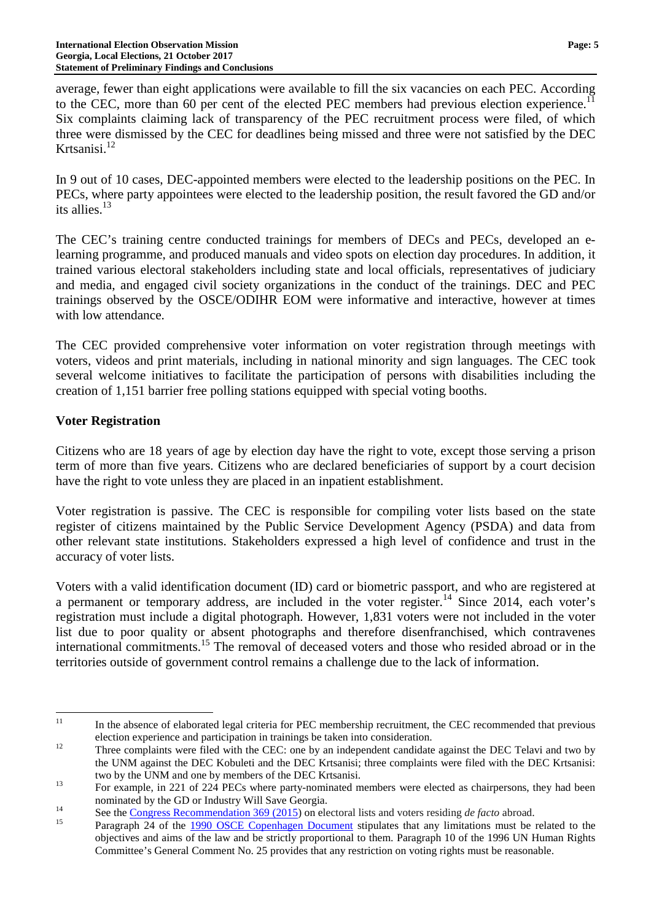average, fewer than eight applications were available to fill the six vacancies on each PEC. According to the CEC, more than 60 per cent of the elected PEC members had previous election experience.[11] Six complaints claiming lack of transparency of the PEC recruitment process were filed, of which three were dismissed by the CEC for deadlines being missed and three were not satisfied by the DEC Krtsanisi.[12]

In 9 out of 10 cases, DEC-appointed members were elected to the leadership positions on the PEC. In PECs, where party appointees were elected to the leadership position, the result favored the GD and/or its allies.[13]

The CEC's training centre conducted trainings for members of DECs and PECs, developed an e-learning programme, and produced manuals and video spots on election day procedures. In addition, it trained various electoral stakeholders including state and local officials, representatives of judiciary and media, and engaged civil society organizations in the conduct of the trainings. DEC and PEC trainings observed by the OSCE/ODIHR EOM were informative and interactive, however at times with low attendance.

The CEC provided comprehensive voter information on voter registration through meetings with voters, videos and print materials, including in national minority and sign languages. The CEC took several welcome initiatives to facilitate the participation of persons with disabilities including the creation of 1,151 barrier free polling stations equipped with special voting booths.

## Voter Registration

Citizens who are 18 years of age by election day have the right to vote, except those serving a prison term of more than five years. Citizens who are declared beneficiaries of support by a court decision have the right to vote unless they are placed in an inpatient establishment.

Voter registration is passive. The CEC is responsible for compiling voter lists based on the state register of citizens maintained by the Public Service Development Agency (PSDA) and data from other relevant state institutions. Stakeholders expressed a high level of confidence and trust in the accuracy of voter lists.

Voters with a valid identification document (ID) card or biometric passport, and who are registered at a permanent or temporary address, are included in the voter register.[14] Since 2014, each voter's registration must include a digital photograph. However, 1,831 voters were not included in the voter list due to poor quality or absent photographs and therefore disenfranchised, which contravenes international commitments.[15] The removal of deceased voters and those who resided abroad or in the territories outside of government control remains a challenge due to the lack of information.

---

[11] In the absence of elaborated legal criteria for PEC membership recruitment, the CEC recommended that previous election experience and participation in trainings be taken into consideration.

[12] Three complaints were filed with the CEC: one by an independent candidate against the DEC Telavi and two by the UNM against the DEC Kobuleti and the DEC Krtsanisi; three complaints were filed with the DEC Krtsanisi: two by the UNM and one by members of the DEC Krtsanisi.

[13] For example, in 221 of 224 PECs where party-nominated members were elected as chairpersons, they had been nominated by the GD or Industry Will Save Georgia.

[14] See the Congress Recommendation 369 (2015) on electoral lists and voters residing *de facto* abroad.

[15] Paragraph 24 of the 1990 OSCE Copenhagen Document stipulates that any limitations must be related to the objectives and aims of the law and be strictly proportional to them. Paragraph 10 of the 1996 UN Human Rights Committee's General Comment No. 25 provides that any restriction on voting rights must be reasonable.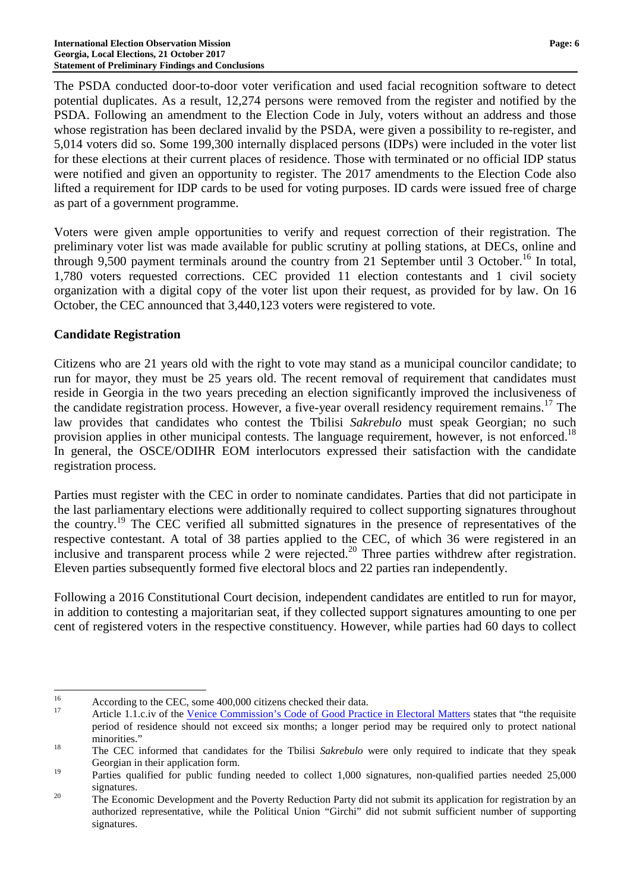The PSDA conducted door-to-door voter verification and used facial recognition software to detect potential duplicates. As a result, 12,274 persons were removed from the register and notified by the PSDA. Following an amendment to the Election Code in July, voters without an address and those whose registration has been declared invalid by the PSDA, were given a possibility to re-register, and 5,014 voters did so. Some 199,300 internally displaced persons (IDPs) were included in the voter list for these elections at their current places of residence. Those with terminated or no official IDP status were notified and given an opportunity to register. The 2017 amendments to the Election Code also lifted a requirement for IDP cards to be used for voting purposes. ID cards were issued free of charge as part of a government programme.

Voters were given ample opportunities to verify and request correction of their registration. The preliminary voter list was made available for public scrutiny at polling stations, at DECs, online and through 9,500 payment terminals around the country from 21 September until 3 October.[16] In total, 1,780 voters requested corrections. CEC provided 11 election contestants and 1 civil society organization with a digital copy of the voter list upon their request, as provided for by law. On 16 October, the CEC announced that 3,440,123 voters were registered to vote.

## Candidate Registration

Citizens who are 21 years old with the right to vote may stand as a municipal councilor candidate; to run for mayor, they must be 25 years old. The recent removal of requirement that candidates must reside in Georgia in the two years preceding an election significantly improved the inclusiveness of the candidate registration process. However, a five-year overall residency requirement remains.[17] The law provides that candidates who contest the Tbilisi *Sakrebulo* must speak Georgian; no such provision applies in other municipal contests. The language requirement, however, is not enforced.[18] In general, the OSCE/ODIHR EOM interlocutors expressed their satisfaction with the candidate registration process.

Parties must register with the CEC in order to nominate candidates. Parties that did not participate in the last parliamentary elections were additionally required to collect supporting signatures throughout the country.[19] The CEC verified all submitted signatures in the presence of representatives of the respective contestant. A total of 38 parties applied to the CEC, of which 36 were registered in an inclusive and transparent process while 2 were rejected.[20] Three parties withdrew after registration. Eleven parties subsequently formed five electoral blocs and 22 parties ran independently.

Following a 2016 Constitutional Court decision, independent candidates are entitled to run for mayor, in addition to contesting a majoritarian seat, if they collected support signatures amounting to one per cent of registered voters in the respective constituency. However, while parties had 60 days to collect

---

[16] According to the CEC, some 400,000 citizens checked their data.

[17] Article 1.1.c.iv of the Venice Commission's Code of Good Practice in Electoral Matters states that "the requisite period of residence should not exceed six months; a longer period may be required only to protect national minorities."

[18] The CEC informed that candidates for the Tbilisi *Sakrebulo* were only required to indicate that they speak Georgian in their application form.

[19] Parties qualified for public funding needed to collect 1,000 signatures, non-qualified parties needed 25,000 signatures.

[20] The Economic Development and the Poverty Reduction Party did not submit its application for registration by an authorized representative, while the Political Union "Girchi" did not submit sufficient number of supporting signatures.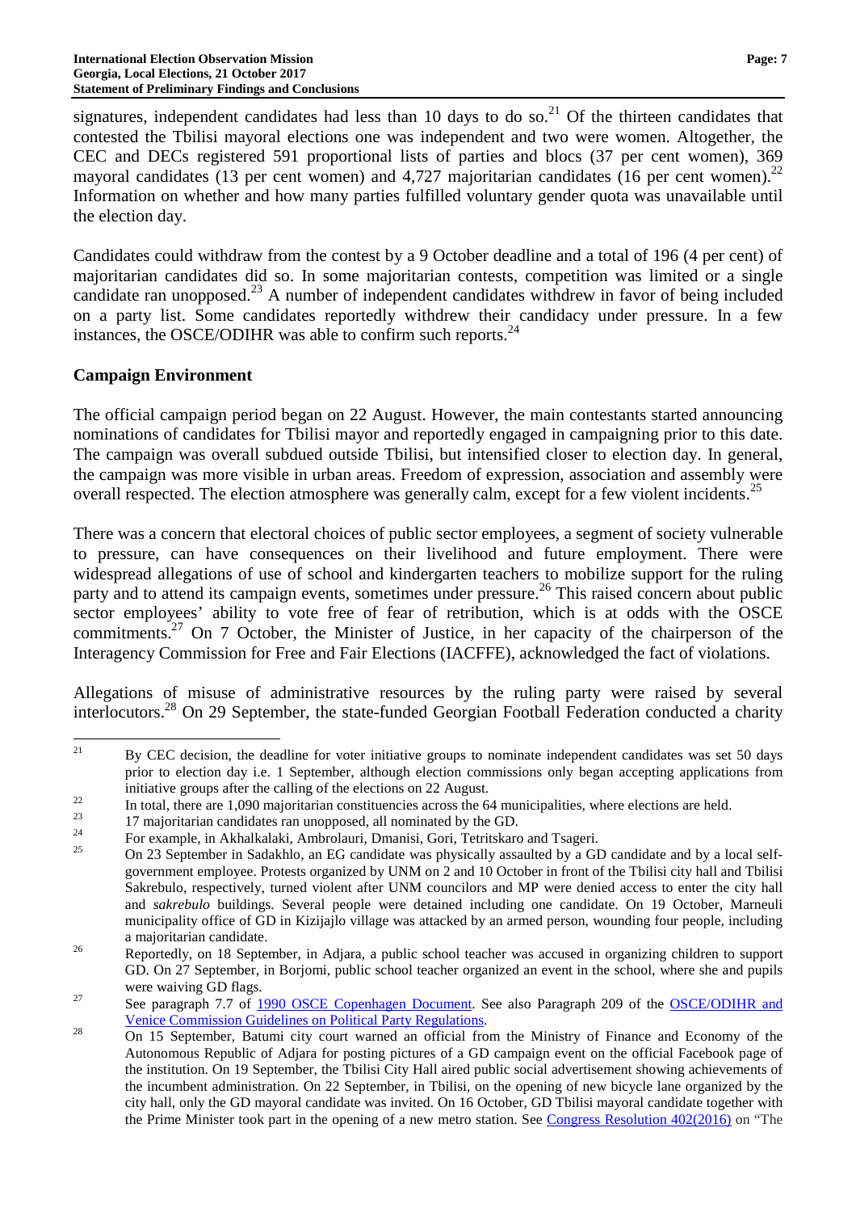signatures, independent candidates had less than 10 days to do so.[21] Of the thirteen candidates that contested the Tbilisi mayoral elections one was independent and two were women. Altogether, the CEC and DECs registered 591 proportional lists of parties and blocs (37 per cent women), 369 mayoral candidates (13 per cent women) and 4,727 majoritarian candidates (16 per cent women).[22] Information on whether and how many parties fulfilled voluntary gender quota was unavailable until the election day.

Candidates could withdraw from the contest by a 9 October deadline and a total of 196 (4 per cent) of majoritarian candidates did so. In some majoritarian contests, competition was limited or a single candidate ran unopposed.[23] A number of independent candidates withdrew in favor of being included on a party list. Some candidates reportedly withdrew their candidacy under pressure. In a few instances, the OSCE/ODIHR was able to confirm such reports.[24]

## Campaign Environment

The official campaign period began on 22 August. However, the main contestants started announcing nominations of candidates for Tbilisi mayor and reportedly engaged in campaigning prior to this date. The campaign was overall subdued outside Tbilisi, but intensified closer to election day. In general, the campaign was more visible in urban areas. Freedom of expression, association and assembly were overall respected. The election atmosphere was generally calm, except for a few violent incidents.[25]

There was a concern that electoral choices of public sector employees, a segment of society vulnerable to pressure, can have consequences on their livelihood and future employment. There were widespread allegations of use of school and kindergarten teachers to mobilize support for the ruling party and to attend its campaign events, sometimes under pressure.[26] This raised concern about public sector employees' ability to vote free of fear of retribution, which is at odds with the OSCE commitments.[27] On 7 October, the Minister of Justice, in her capacity of the chairperson of the Interagency Commission for Free and Fair Elections (IACFFE), acknowledged the fact of violations.

Allegations of misuse of administrative resources by the ruling party were raised by several interlocutors.[28] On 29 September, the state-funded Georgian Football Federation conducted a charity

---

[21] By CEC decision, the deadline for voter initiative groups to nominate independent candidates was set 50 days prior to election day i.e. 1 September, although election commissions only began accepting applications from initiative groups after the calling of the elections on 22 August.

[22] In total, there are 1,090 majoritarian constituencies across the 64 municipalities, where elections are held.

[23] 17 majoritarian candidates ran unopposed, all nominated by the GD.

[24] For example, in Akhalkalaki, Ambrolauri, Dmanisi, Gori, Tetritskaro and Tsageri.

[25] On 23 September in Sadakhlo, an EG candidate was physically assaulted by a GD candidate and by a local self-government employee. Protests organized by UNM on 2 and 10 October in front of the Tbilisi city hall and Tbilisi Sakrebulo, respectively, turned violent after UNM councilors and MP were denied access to enter the city hall and *sakrebulo* buildings. Several people were detained including one candidate. On 19 October, Marneuli municipality office of GD in Kizijajlo village was attacked by an armed person, wounding four people, including a majoritarian candidate.

[26] Reportedly, on 18 September, in Adjara, a public school teacher was accused in organizing children to support GD. On 27 September, in Borjomi, public school teacher organized an event in the school, where she and pupils were waiving GD flags.

[27] See paragraph 7.7 of 1990 OSCE Copenhagen Document. See also Paragraph 209 of the OSCE/ODIHR and Venice Commission Guidelines on Political Party Regulations.

[28] On 15 September, Batumi city court warned an official from the Ministry of Finance and Economy of the Autonomous Republic of Adjara for posting pictures of a GD campaign event on the official Facebook page of the institution. On 19 September, the Tbilisi City Hall aired public social advertisement showing achievements of the incumbent administration. On 22 September, in Tbilisi, on the opening of new bicycle lane organized by the city hall, only the GD mayoral candidate was invited. On 16 October, GD Tbilisi mayoral candidate together with the Prime Minister took part in the opening of a new metro station. See Congress Resolution 402(2016) on "The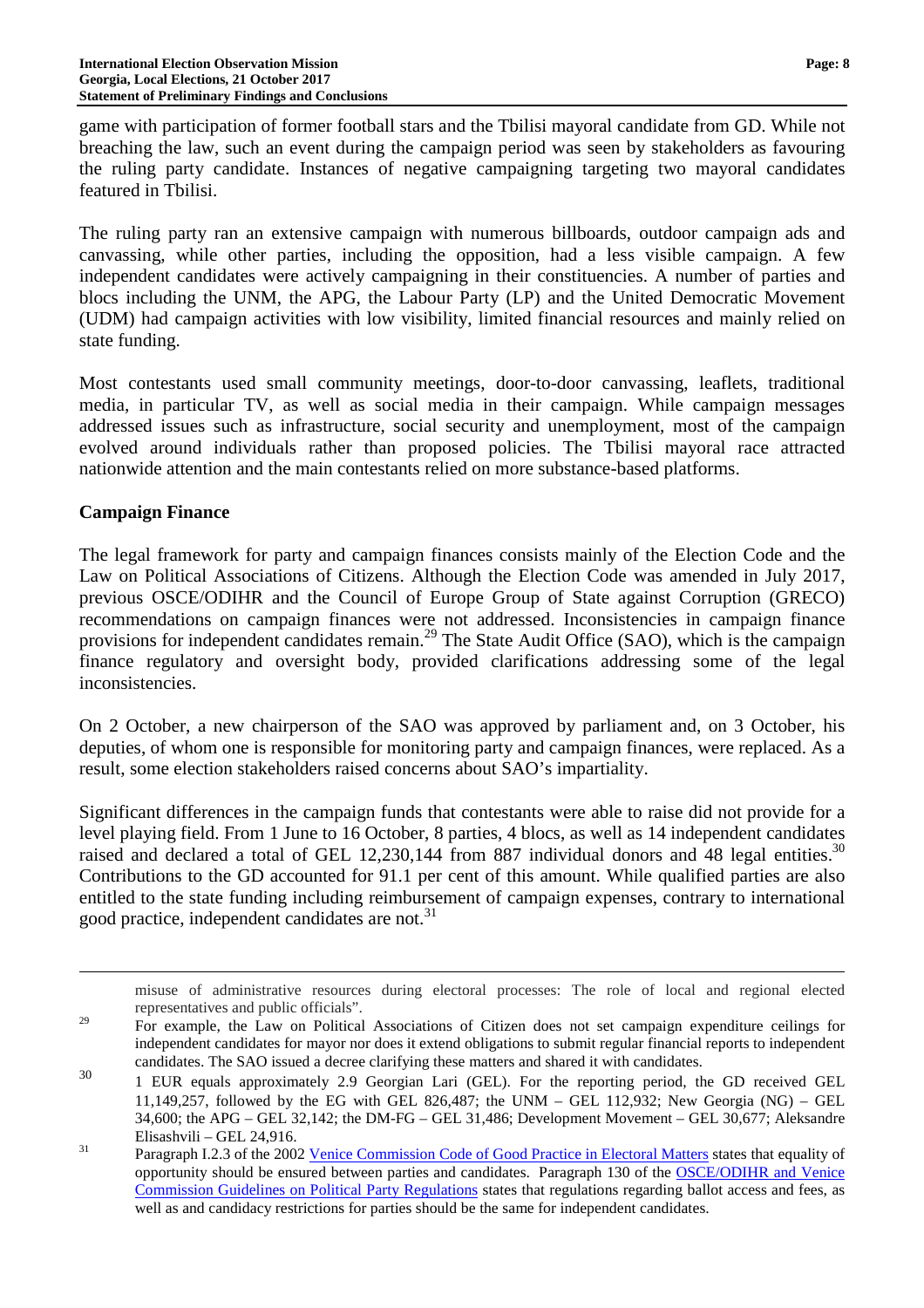game with participation of former football stars and the Tbilisi mayoral candidate from GD. While not breaching the law, such an event during the campaign period was seen by stakeholders as favouring the ruling party candidate. Instances of negative campaigning targeting two mayoral candidates featured in Tbilisi.

The ruling party ran an extensive campaign with numerous billboards, outdoor campaign ads and canvassing, while other parties, including the opposition, had a less visible campaign. A few independent candidates were actively campaigning in their constituencies. A number of parties and blocs including the UNM, the APG, the Labour Party (LP) and the United Democratic Movement (UDM) had campaign activities with low visibility, limited financial resources and mainly relied on state funding.

Most contestants used small community meetings, door-to-door canvassing, leaflets, traditional media, in particular TV, as well as social media in their campaign. While campaign messages addressed issues such as infrastructure, social security and unemployment, most of the campaign evolved around individuals rather than proposed policies. The Tbilisi mayoral race attracted nationwide attention and the main contestants relied on more substance-based platforms.

## Campaign Finance

The legal framework for party and campaign finances consists mainly of the Election Code and the Law on Political Associations of Citizens. Although the Election Code was amended in July 2017, previous OSCE/ODIHR and the Council of Europe Group of State against Corruption (GRECO) recommendations on campaign finances were not addressed. Inconsistencies in campaign finance provisions for independent candidates remain.[29] The State Audit Office (SAO), which is the campaign finance regulatory and oversight body, provided clarifications addressing some of the legal inconsistencies.

On 2 October, a new chairperson of the SAO was approved by parliament and, on 3 October, his deputies, of whom one is responsible for monitoring party and campaign finances, were replaced. As a result, some election stakeholders raised concerns about SAO's impartiality.

Significant differences in the campaign funds that contestants were able to raise did not provide for a level playing field. From 1 June to 16 October, 8 parties, 4 blocs, as well as 14 independent candidates raised and declared a total of GEL 12,230,144 from 887 individual donors and 48 legal entities.[30] Contributions to the GD accounted for 91.1 per cent of this amount. While qualified parties are also entitled to the state funding including reimbursement of campaign expenses, contrary to international good practice, independent candidates are not.[31]

---

misuse of administrative resources during electoral processes: The role of local and regional elected representatives and public officials".

[29] For example, the Law on Political Associations of Citizen does not set campaign expenditure ceilings for independent candidates for mayor nor does it extend obligations to submit regular financial reports to independent candidates. The SAO issued a decree clarifying these matters and shared it with candidates.

[30] 1 EUR equals approximately 2.9 Georgian Lari (GEL). For the reporting period, the GD received GEL 11,149,257, followed by the EG with GEL 826,487; the UNM – GEL 112,932; New Georgia (NG) – GEL 34,600; the APG – GEL 32,142; the DM-FG – GEL 31,486; Development Movement – GEL 30,677; Aleksandre Elisashvili – GEL 24,916.

[31] Paragraph I.2.3 of the 2002 Venice Commission Code of Good Practice in Electoral Matters states that equality of opportunity should be ensured between parties and candidates. Paragraph 130 of the OSCE/ODIHR and Venice Commission Guidelines on Political Party Regulations states that regulations regarding ballot access and fees, as well as and candidacy restrictions for parties should be the same for independent candidates.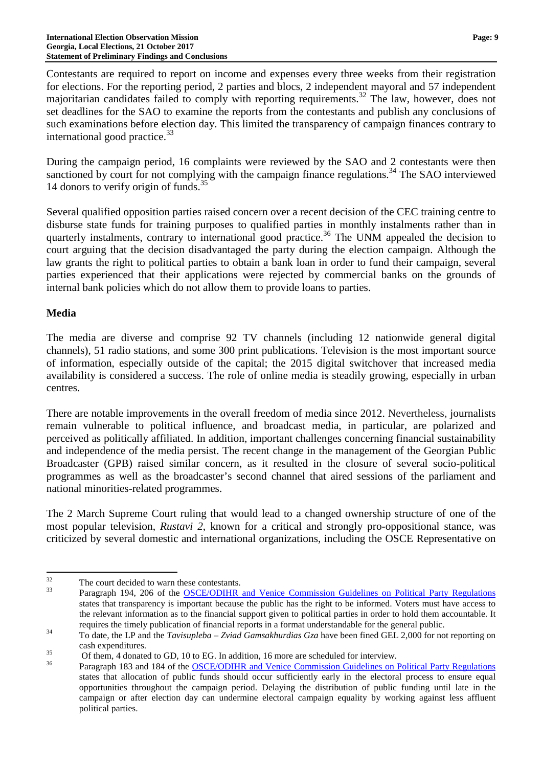Contestants are required to report on income and expenses every three weeks from their registration for elections. For the reporting period, 2 parties and blocs, 2 independent mayoral and 57 independent majoritarian candidates failed to comply with reporting requirements.[32] The law, however, does not set deadlines for the SAO to examine the reports from the contestants and publish any conclusions of such examinations before election day. This limited the transparency of campaign finances contrary to international good practice.[33]

During the campaign period, 16 complaints were reviewed by the SAO and 2 contestants were then sanctioned by court for not complying with the campaign finance regulations.[34] The SAO interviewed 14 donors to verify origin of funds.[35]

Several qualified opposition parties raised concern over a recent decision of the CEC training centre to disburse state funds for training purposes to qualified parties in monthly instalments rather than in quarterly instalments, contrary to international good practice.[36] The UNM appealed the decision to court arguing that the decision disadvantaged the party during the election campaign. Although the law grants the right to political parties to obtain a bank loan in order to fund their campaign, several parties experienced that their applications were rejected by commercial banks on the grounds of internal bank policies which do not allow them to provide loans to parties.

## Media

The media are diverse and comprise 92 TV channels (including 12 nationwide general digital channels), 51 radio stations, and some 300 print publications. Television is the most important source of information, especially outside of the capital; the 2015 digital switchover that increased media availability is considered a success. The role of online media is steadily growing, especially in urban centres.

There are notable improvements in the overall freedom of media since 2012. Nevertheless, journalists remain vulnerable to political influence, and broadcast media, in particular, are polarized and perceived as politically affiliated. In addition, important challenges concerning financial sustainability and independence of the media persist. The recent change in the management of the Georgian Public Broadcaster (GPB) raised similar concern, as it resulted in the closure of several socio-political programmes as well as the broadcaster's second channel that aired sessions of the parliament and national minorities-related programmes.

The 2 March Supreme Court ruling that would lead to a changed ownership structure of one of the most popular television, *Rustavi 2*, known for a critical and strongly pro-oppositional stance, was criticized by several domestic and international organizations, including the OSCE Representative on

---

[32] The court decided to warn these contestants.

[33] Paragraph 194, 206 of the [OSCE/ODIHR and Venice Commission Guidelines on Political Party Regulations](#) states that transparency is important because the public has the right to be informed. Voters must have access to the relevant information as to the financial support given to political parties in order to hold them accountable. It requires the timely publication of financial reports in a format understandable for the general public.

[34] To date, the LP and the *Tavisupleba – Zviad Gamsakhurdias Gza* have been fined GEL 2,000 for not reporting on cash expenditures.

[35] Of them, 4 donated to GD, 10 to EG. In addition, 16 more are scheduled for interview.

[36] Paragraph 183 and 184 of the [OSCE/ODIHR and Venice Commission Guidelines on Political Party Regulations](#) states that allocation of public funds should occur sufficiently early in the electoral process to ensure equal opportunities throughout the campaign period. Delaying the distribution of public funding until late in the campaign or after election day can undermine electoral campaign equality by working against less affluent political parties.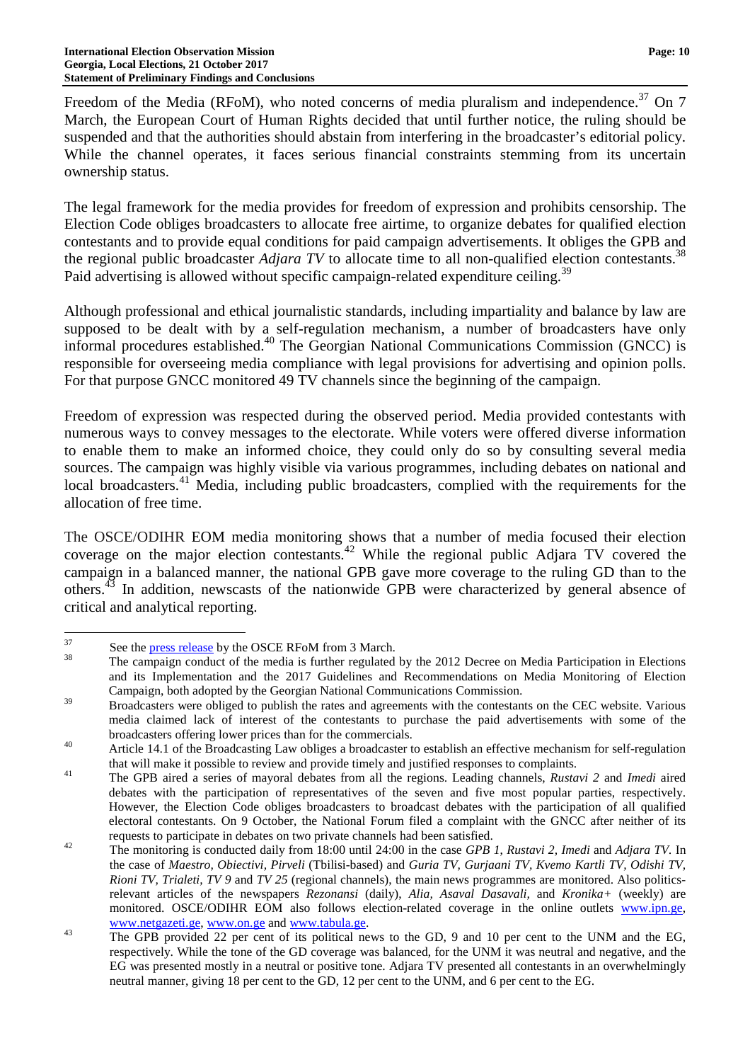Freedom of the Media (RFoM), who noted concerns of media pluralism and independence.[37] On 7 March, the European Court of Human Rights decided that until further notice, the ruling should be suspended and that the authorities should abstain from interfering in the broadcaster's editorial policy. While the channel operates, it faces serious financial constraints stemming from its uncertain ownership status.

The legal framework for the media provides for freedom of expression and prohibits censorship. The Election Code obliges broadcasters to allocate free airtime, to organize debates for qualified election contestants and to provide equal conditions for paid campaign advertisements. It obliges the GPB and the regional public broadcaster *Adjara TV* to allocate time to all non-qualified election contestants.[38] Paid advertising is allowed without specific campaign-related expenditure ceiling.[39]

Although professional and ethical journalistic standards, including impartiality and balance by law are supposed to be dealt with by a self-regulation mechanism, a number of broadcasters have only informal procedures established.[40] The Georgian National Communications Commission (GNCC) is responsible for overseeing media compliance with legal provisions for advertising and opinion polls. For that purpose GNCC monitored 49 TV channels since the beginning of the campaign.

Freedom of expression was respected during the observed period. Media provided contestants with numerous ways to convey messages to the electorate. While voters were offered diverse information to enable them to make an informed choice, they could only do so by consulting several media sources. The campaign was highly visible via various programmes, including debates on national and local broadcasters.[41] Media, including public broadcasters, complied with the requirements for the allocation of free time.

The OSCE/ODIHR EOM media monitoring shows that a number of media focused their election coverage on the major election contestants.[42] While the regional public Adjara TV covered the campaign in a balanced manner, the national GPB gave more coverage to the ruling GD than to the others.[43] In addition, newscasts of the nationwide GPB were characterized by general absence of critical and analytical reporting.

---

[37] See the press release by the OSCE RFoM from 3 March.

[38] The campaign conduct of the media is further regulated by the 2012 Decree on Media Participation in Elections and its Implementation and the 2017 Guidelines and Recommendations on Media Monitoring of Election Campaign, both adopted by the Georgian National Communications Commission.

[39] Broadcasters were obliged to publish the rates and agreements with the contestants on the CEC website. Various media claimed lack of interest of the contestants to purchase the paid advertisements with some of the broadcasters offering lower prices than for the commercials.

[40] Article 14.1 of the Broadcasting Law obliges a broadcaster to establish an effective mechanism for self-regulation that will make it possible to review and provide timely and justified responses to complaints.

[41] The GPB aired a series of mayoral debates from all the regions. Leading channels, *Rustavi 2* and *Imedi* aired debates with the participation of representatives of the seven and five most popular parties, respectively. However, the Election Code obliges broadcasters to broadcast debates with the participation of all qualified electoral contestants. On 9 October, the National Forum filed a complaint with the GNCC after neither of its requests to participate in debates on two private channels had been satisfied.

[42] The monitoring is conducted daily from 18:00 until 24:00 in the case *GPB 1, Rustavi 2, Imedi* and *Adjara TV*. In the case of *Maestro, Obiectivi, Pirveli* (Tbilisi-based) and *Guria TV, Gurjaani TV, Kvemo Kartli TV, Odishi TV, Rioni TV, Trialeti, TV 9* and *TV 25* (regional channels), the main news programmes are monitored. Also politics-relevant articles of the newspapers *Rezonansi* (daily), *Alia, Asaval Dasavali,* and *Kronika+* (weekly) are monitored. OSCE/ODIHR EOM also follows election-related coverage in the online outlets www.ipn.ge, www.netgazeti.ge, www.on.ge and www.tabula.ge.

[43] The GPB provided 22 per cent of its political news to the GD, 9 and 10 per cent to the UNM and the EG, respectively. While the tone of the GD coverage was balanced, for the UNM it was neutral and negative, and the EG was presented mostly in a neutral or positive tone. Adjara TV presented all contestants in an overwhelmingly neutral manner, giving 18 per cent to the GD, 12 per cent to the UNM, and 6 per cent to the EG.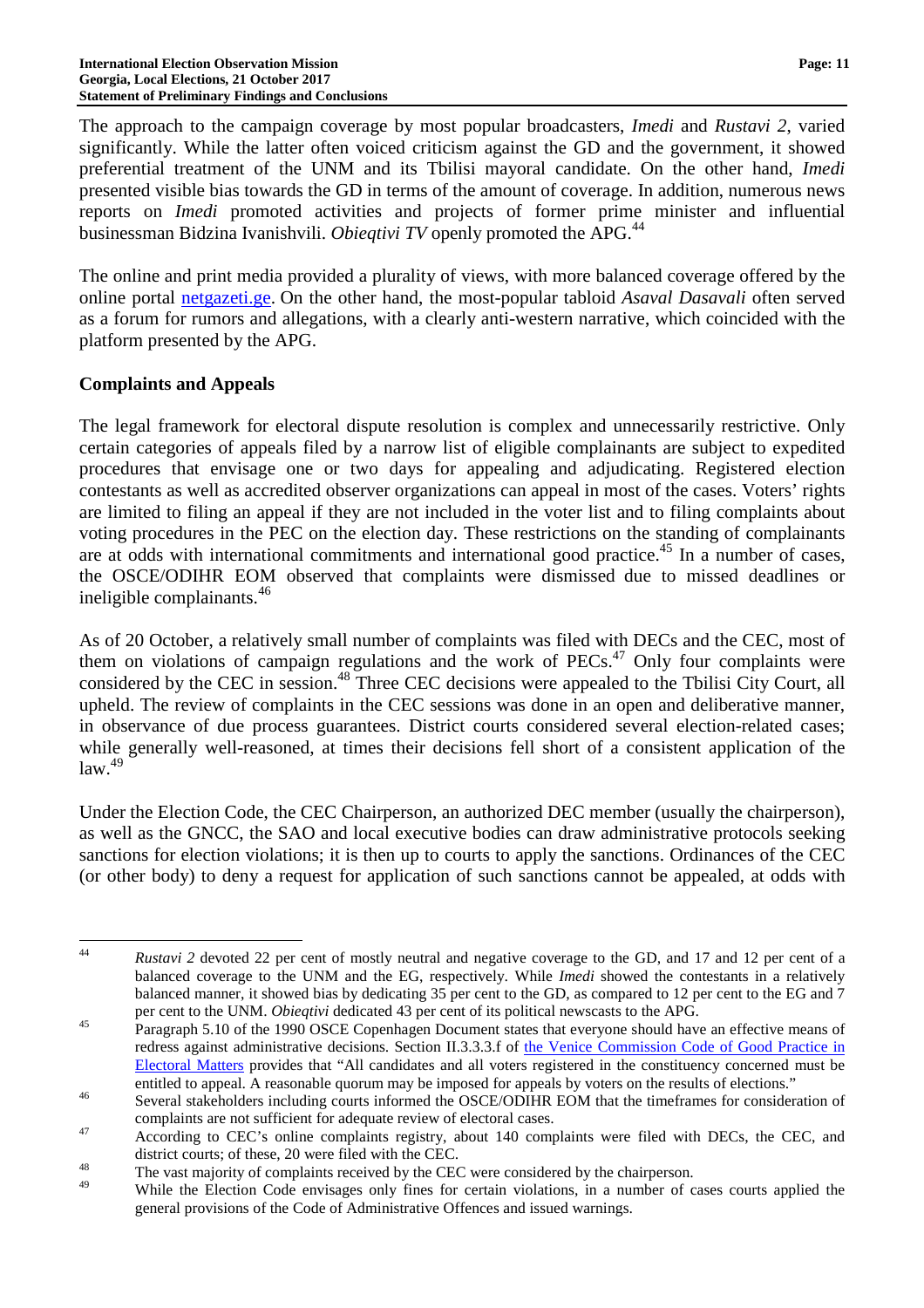The approach to the campaign coverage by most popular broadcasters, *Imedi* and *Rustavi 2*, varied significantly. While the latter often voiced criticism against the GD and the government, it showed preferential treatment of the UNM and its Tbilisi mayoral candidate. On the other hand, *Imedi* presented visible bias towards the GD in terms of the amount of coverage. In addition, numerous news reports on *Imedi* promoted activities and projects of former prime minister and influential businessman Bidzina Ivanishvili. *Obieqtivi TV* openly promoted the APG.[44]

The online and print media provided a plurality of views, with more balanced coverage offered by the online portal [netgazeti.ge](netgazeti.ge). On the other hand, the most-popular tabloid *Asaval Dasavali* often served as a forum for rumors and allegations, with a clearly anti-western narrative, which coincided with the platform presented by the APG.

## Complaints and Appeals

The legal framework for electoral dispute resolution is complex and unnecessarily restrictive. Only certain categories of appeals filed by a narrow list of eligible complainants are subject to expedited procedures that envisage one or two days for appealing and adjudicating. Registered election contestants as well as accredited observer organizations can appeal in most of the cases. Voters' rights are limited to filing an appeal if they are not included in the voter list and to filing complaints about voting procedures in the PEC on the election day. These restrictions on the standing of complainants are at odds with international commitments and international good practice.[45] In a number of cases, the OSCE/ODIHR EOM observed that complaints were dismissed due to missed deadlines or ineligible complainants.[46]

As of 20 October, a relatively small number of complaints was filed with DECs and the CEC, most of them on violations of campaign regulations and the work of PECs.[47] Only four complaints were considered by the CEC in session.[48] Three CEC decisions were appealed to the Tbilisi City Court, all upheld. The review of complaints in the CEC sessions was done in an open and deliberative manner, in observance of due process guarantees. District courts considered several election-related cases; while generally well-reasoned, at times their decisions fell short of a consistent application of the law.[49]

Under the Election Code, the CEC Chairperson, an authorized DEC member (usually the chairperson), as well as the GNCC, the SAO and local executive bodies can draw administrative protocols seeking sanctions for election violations; it is then up to courts to apply the sanctions. Ordinances of the CEC (or other body) to deny a request for application of such sanctions cannot be appealed, at odds with

---

[44] *Rustavi 2* devoted 22 per cent of mostly neutral and negative coverage to the GD, and 17 and 12 per cent of a balanced coverage to the UNM and the EG, respectively. While *Imedi* showed the contestants in a relatively balanced manner, it showed bias by dedicating 35 per cent to the GD, as compared to 12 per cent to the EG and 7 per cent to the UNM. *Obieqtivi* dedicated 43 per cent of its political newscasts to the APG.

[45] Paragraph 5.10 of the 1990 OSCE Copenhagen Document states that everyone should have an effective means of redress against administrative decisions. Section II.3.3.3.f of the Venice Commission Code of Good Practice in Electoral Matters provides that "All candidates and all voters registered in the constituency concerned must be entitled to appeal. A reasonable quorum may be imposed for appeals by voters on the results of elections."

[46] Several stakeholders including courts informed the OSCE/ODIHR EOM that the timeframes for consideration of complaints are not sufficient for adequate review of electoral cases.

[47] According to CEC's online complaints registry, about 140 complaints were filed with DECs, the CEC, and district courts; of these, 20 were filed with the CEC.

[48] The vast majority of complaints received by the CEC were considered by the chairperson.

[49] While the Election Code envisages only fines for certain violations, in a number of cases courts applied the general provisions of the Code of Administrative Offences and issued warnings.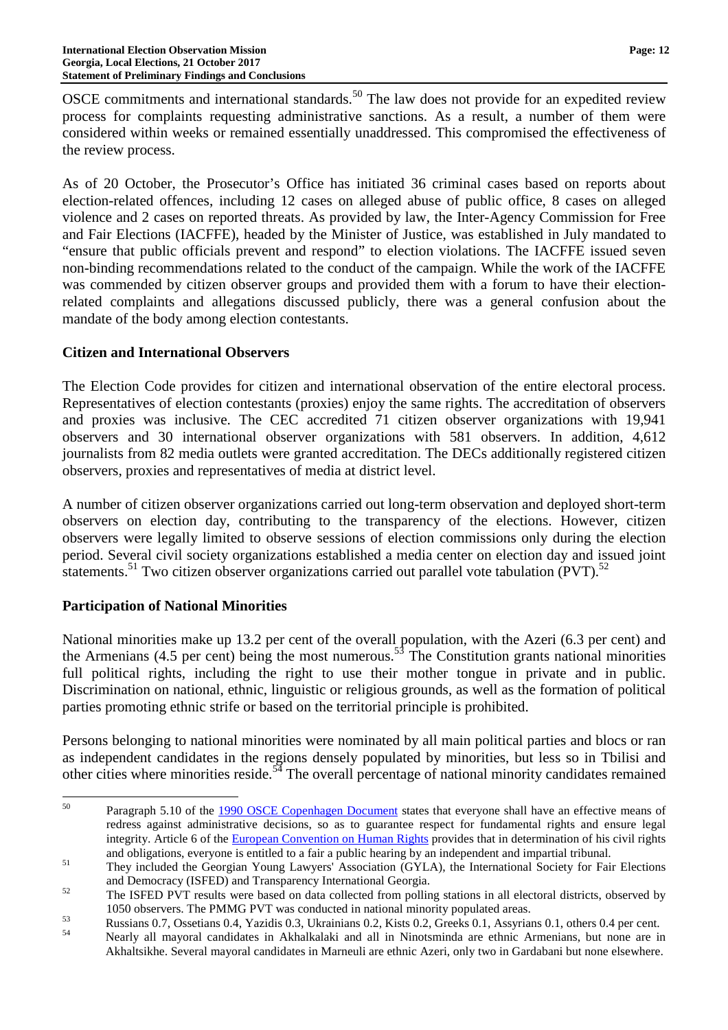OSCE commitments and international standards.[50] The law does not provide for an expedited review process for complaints requesting administrative sanctions. As a result, a number of them were considered within weeks or remained essentially unaddressed. This compromised the effectiveness of the review process.

As of 20 October, the Prosecutor's Office has initiated 36 criminal cases based on reports about election-related offences, including 12 cases on alleged abuse of public office, 8 cases on alleged violence and 2 cases on reported threats. As provided by law, the Inter-Agency Commission for Free and Fair Elections (IACFFE), headed by the Minister of Justice, was established in July mandated to "ensure that public officials prevent and respond" to election violations. The IACFFE issued seven non-binding recommendations related to the conduct of the campaign. While the work of the IACFFE was commended by citizen observer groups and provided them with a forum to have their election-related complaints and allegations discussed publicly, there was a general confusion about the mandate of the body among election contestants.

## Citizen and International Observers

The Election Code provides for citizen and international observation of the entire electoral process. Representatives of election contestants (proxies) enjoy the same rights. The accreditation of observers and proxies was inclusive. The CEC accredited 71 citizen observer organizations with 19,941 observers and 30 international observer organizations with 581 observers. In addition, 4,612 journalists from 82 media outlets were granted accreditation. The DECs additionally registered citizen observers, proxies and representatives of media at district level.

A number of citizen observer organizations carried out long-term observation and deployed short-term observers on election day, contributing to the transparency of the elections. However, citizen observers were legally limited to observe sessions of election commissions only during the election period. Several civil society organizations established a media center on election day and issued joint statements.[51] Two citizen observer organizations carried out parallel vote tabulation (PVT).[52]

## Participation of National Minorities

National minorities make up 13.2 per cent of the overall population, with the Azeri (6.3 per cent) and the Armenians (4.5 per cent) being the most numerous.[53] The Constitution grants national minorities full political rights, including the right to use their mother tongue in private and in public. Discrimination on national, ethnic, linguistic or religious grounds, as well as the formation of political parties promoting ethnic strife or based on the territorial principle is prohibited.

Persons belonging to national minorities were nominated by all main political parties and blocs or ran as independent candidates in the regions densely populated by minorities, but less so in Tbilisi and other cities where minorities reside.[54] The overall percentage of national minority candidates remained

---

[50] Paragraph 5.10 of the 1990 OSCE Copenhagen Document states that everyone shall have an effective means of redress against administrative decisions, so as to guarantee respect for fundamental rights and ensure legal integrity. Article 6 of the European Convention on Human Rights provides that in determination of his civil rights and obligations, everyone is entitled to a fair a public hearing by an independent and impartial tribunal.

[51] They included the Georgian Young Lawyers' Association (GYLA), the International Society for Fair Elections and Democracy (ISFED) and Transparency International Georgia.

[52] The ISFED PVT results were based on data collected from polling stations in all electoral districts, observed by 1050 observers. The PMMG PVT was conducted in national minority populated areas.

[53] Russians 0.7, Ossetians 0.4, Yazidis 0.3, Ukrainians 0.2, Kists 0.2, Greeks 0.1, Assyrians 0.1, others 0.4 per cent.

[54] Nearly all mayoral candidates in Akhalkalaki and all in Ninotsminda are ethnic Armenians, but none are in Akhaltsikhe. Several mayoral candidates in Marneuli are ethnic Azeri, only two in Gardabani but none elsewhere.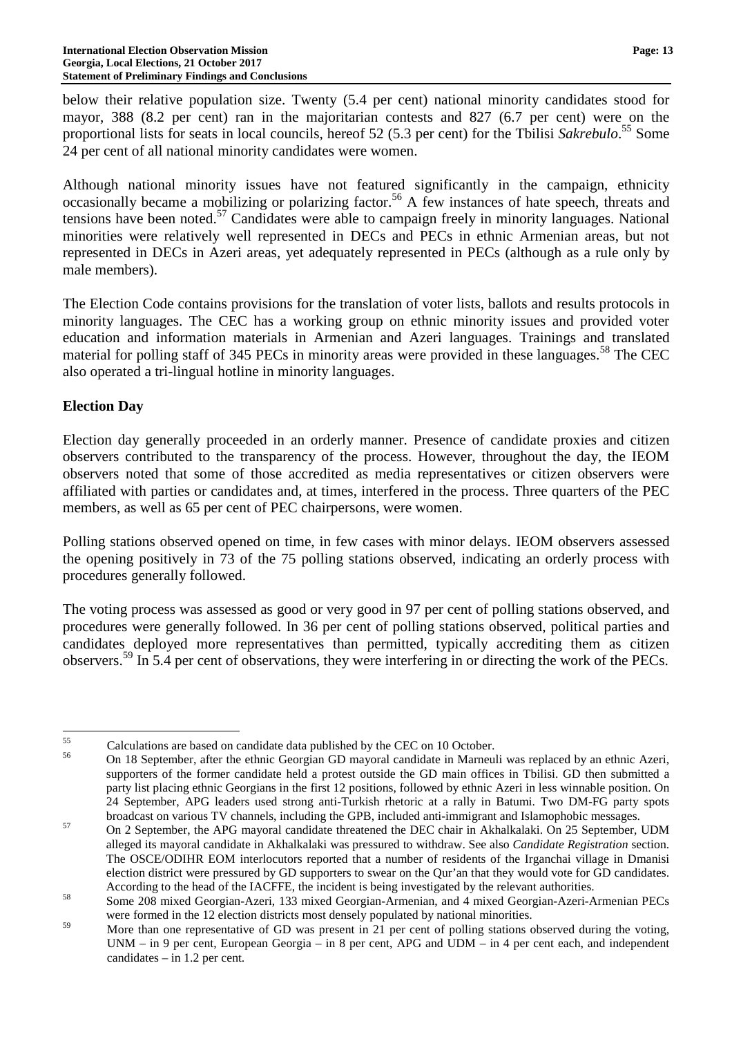below their relative population size. Twenty (5.4 per cent) national minority candidates stood for mayor, 388 (8.2 per cent) ran in the majoritarian contests and 827 (6.7 per cent) were on the proportional lists for seats in local councils, hereof 52 (5.3 per cent) for the Tbilisi *Sakrebulo*.[55] Some 24 per cent of all national minority candidates were women.

Although national minority issues have not featured significantly in the campaign, ethnicity occasionally became a mobilizing or polarizing factor.[56] A few instances of hate speech, threats and tensions have been noted.[57] Candidates were able to campaign freely in minority languages. National minorities were relatively well represented in DECs and PECs in ethnic Armenian areas, but not represented in DECs in Azeri areas, yet adequately represented in PECs (although as a rule only by male members).

The Election Code contains provisions for the translation of voter lists, ballots and results protocols in minority languages. The CEC has a working group on ethnic minority issues and provided voter education and information materials in Armenian and Azeri languages. Trainings and translated material for polling staff of 345 PECs in minority areas were provided in these languages.[58] The CEC also operated a tri-lingual hotline in minority languages.

## Election Day

Election day generally proceeded in an orderly manner. Presence of candidate proxies and citizen observers contributed to the transparency of the process. However, throughout the day, the IEOM observers noted that some of those accredited as media representatives or citizen observers were affiliated with parties or candidates and, at times, interfered in the process. Three quarters of the PEC members, as well as 65 per cent of PEC chairpersons, were women.

Polling stations observed opened on time, in few cases with minor delays. IEOM observers assessed the opening positively in 73 of the 75 polling stations observed, indicating an orderly process with procedures generally followed.

The voting process was assessed as good or very good in 97 per cent of polling stations observed, and procedures were generally followed. In 36 per cent of polling stations observed, political parties and candidates deployed more representatives than permitted, typically accrediting them as citizen observers.[59] In 5.4 per cent of observations, they were interfering in or directing the work of the PECs.

---

[55] Calculations are based on candidate data published by the CEC on 10 October.

[56] On 18 September, after the ethnic Georgian GD mayoral candidate in Marneuli was replaced by an ethnic Azeri, supporters of the former candidate held a protest outside the GD main offices in Tbilisi. GD then submitted a party list placing ethnic Georgians in the first 12 positions, followed by ethnic Azeri in less winnable position. On 24 September, APG leaders used strong anti-Turkish rhetoric at a rally in Batumi. Two DM-FG party spots broadcast on various TV channels, including the GPB, included anti-immigrant and Islamophobic messages.

[57] On 2 September, the APG mayoral candidate threatened the DEC chair in Akhalkalaki. On 25 September, UDM alleged its mayoral candidate in Akhalkalaki was pressured to withdraw. See also *Candidate Registration* section. The OSCE/ODIHR EOM interlocutors reported that a number of residents of the Irganchai village in Dmanisi election district were pressured by GD supporters to swear on the Qur'an that they would vote for GD candidates. According to the head of the IACFFE, the incident is being investigated by the relevant authorities.

[58] Some 208 mixed Georgian-Azeri, 133 mixed Georgian-Armenian, and 4 mixed Georgian-Azeri-Armenian PECs were formed in the 12 election districts most densely populated by national minorities.

[59] More than one representative of GD was present in 21 per cent of polling stations observed during the voting, UNM – in 9 per cent, European Georgia – in 8 per cent, APG and UDM – in 4 per cent each, and independent candidates – in 1.2 per cent.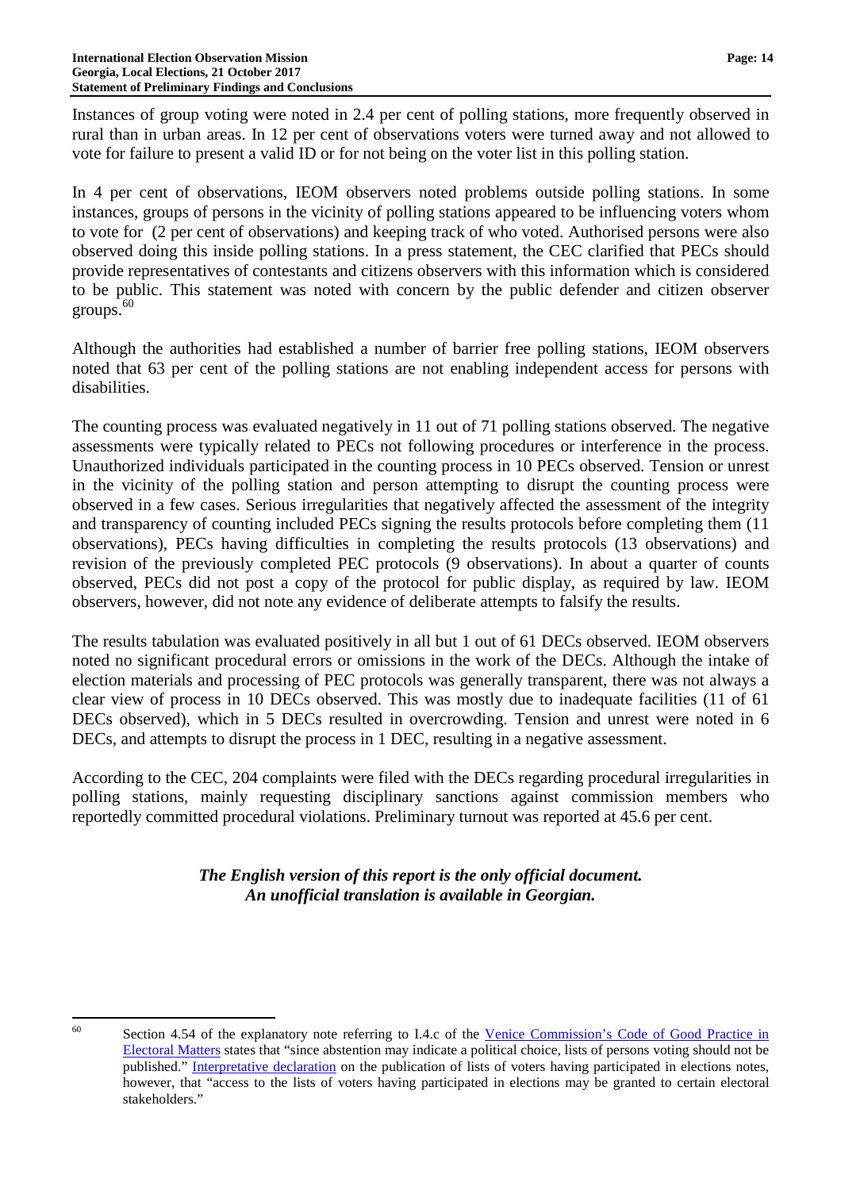Instances of group voting were noted in 2.4 per cent of polling stations, more frequently observed in rural than in urban areas. In 12 per cent of observations voters were turned away and not allowed to vote for failure to present a valid ID or for not being on the voter list in this polling station.

In 4 per cent of observations, IEOM observers noted problems outside polling stations. In some instances, groups of persons in the vicinity of polling stations appeared to be influencing voters whom to vote for (2 per cent of observations) and keeping track of who voted. Authorised persons were also observed doing this inside polling stations. In a press statement, the CEC clarified that PECs should provide representatives of contestants and citizens observers with this information which is considered to be public. This statement was noted with concern by the public defender and citizen observer groups.[60]

Although the authorities had established a number of barrier free polling stations, IEOM observers noted that 63 per cent of the polling stations are not enabling independent access for persons with disabilities.

The counting process was evaluated negatively in 11 out of 71 polling stations observed. The negative assessments were typically related to PECs not following procedures or interference in the process. Unauthorized individuals participated in the counting process in 10 PECs observed. Tension or unrest in the vicinity of the polling station and person attempting to disrupt the counting process were observed in a few cases. Serious irregularities that negatively affected the assessment of the integrity and transparency of counting included PECs signing the results protocols before completing them (11 observations), PECs having difficulties in completing the results protocols (13 observations) and revision of the previously completed PEC protocols (9 observations). In about a quarter of counts observed, PECs did not post a copy of the protocol for public display, as required by law. IEOM observers, however, did not note any evidence of deliberate attempts to falsify the results.

The results tabulation was evaluated positively in all but 1 out of 61 DECs observed. IEOM observers noted no significant procedural errors or omissions in the work of the DECs. Although the intake of election materials and processing of PEC protocols was generally transparent, there was not always a clear view of process in 10 DECs observed. This was mostly due to inadequate facilities (11 of 61 DECs observed), which in 5 DECs resulted in overcrowding. Tension and unrest were noted in 6 DECs, and attempts to disrupt the process in 1 DEC, resulting in a negative assessment.

According to the CEC, 204 complaints were filed with the DECs regarding procedural irregularities in polling stations, mainly requesting disciplinary sanctions against commission members who reportedly committed procedural violations. Preliminary turnout was reported at 45.6 per cent.

***The English version of this report is the only official document.***
***An unofficial translation is available in Georgian.***

---

[60] Section 4.54 of the explanatory note referring to I.4.c of the Venice Commission's Code of Good Practice in Electoral Matters states that "since abstention may indicate a political choice, lists of persons voting should not be published." Interpretative declaration on the publication of lists of voters having participated in elections notes, however, that "access to the lists of voters having participated in elections may be granted to certain electoral stakeholders."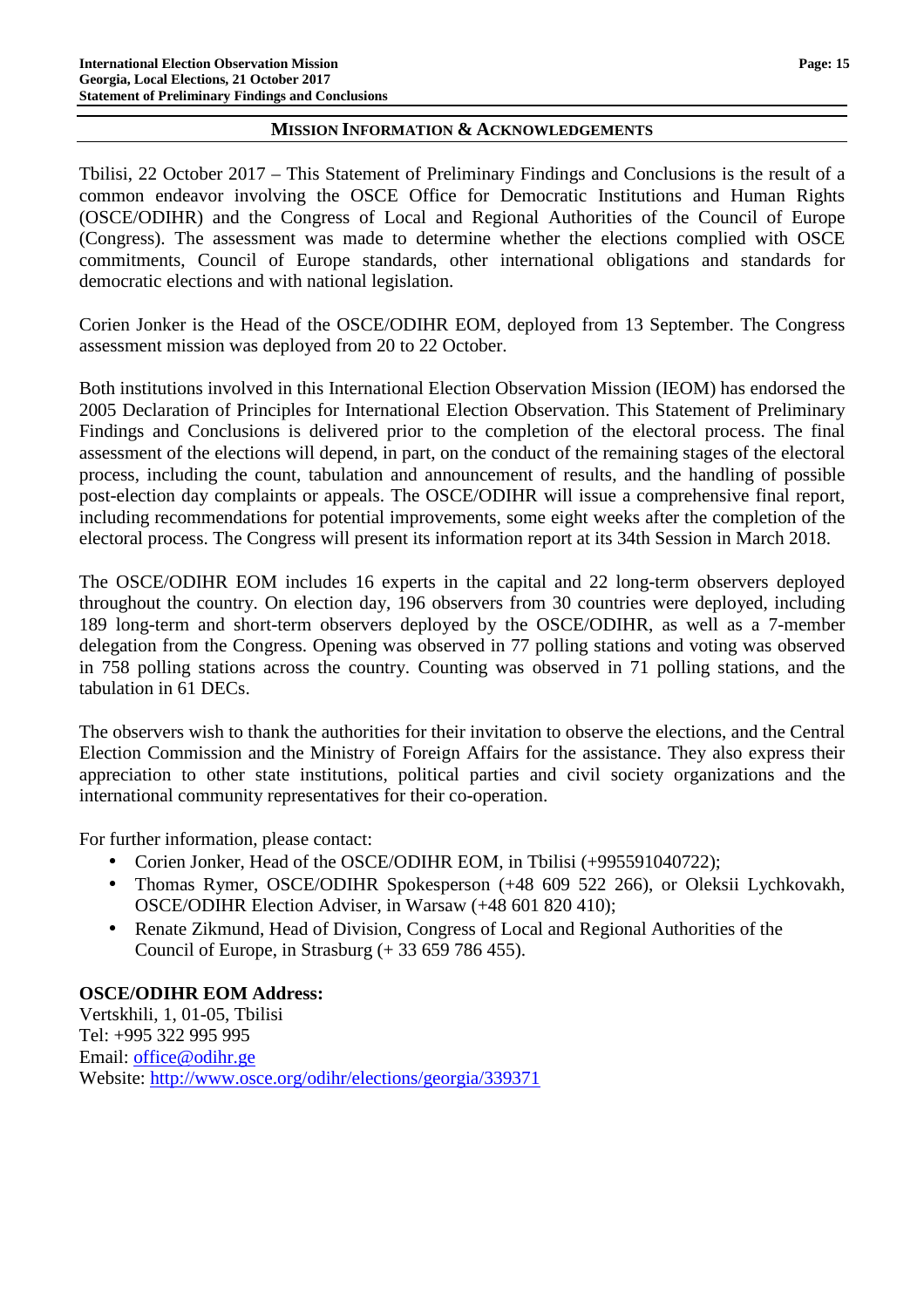## Mission Information & Acknowledgements

Tbilisi, 22 October 2017 – This Statement of Preliminary Findings and Conclusions is the result of a common endeavor involving the OSCE Office for Democratic Institutions and Human Rights (OSCE/ODIHR) and the Congress of Local and Regional Authorities of the Council of Europe (Congress). The assessment was made to determine whether the elections complied with OSCE commitments, Council of Europe standards, other international obligations and standards for democratic elections and with national legislation.

Corien Jonker is the Head of the OSCE/ODIHR EOM, deployed from 13 September. The Congress assessment mission was deployed from 20 to 22 October.

Both institutions involved in this International Election Observation Mission (IEOM) has endorsed the 2005 Declaration of Principles for International Election Observation. This Statement of Preliminary Findings and Conclusions is delivered prior to the completion of the electoral process. The final assessment of the elections will depend, in part, on the conduct of the remaining stages of the electoral process, including the count, tabulation and announcement of results, and the handling of possible post-election day complaints or appeals. The OSCE/ODIHR will issue a comprehensive final report, including recommendations for potential improvements, some eight weeks after the completion of the electoral process. The Congress will present its information report at its 34th Session in March 2018.

The OSCE/ODIHR EOM includes 16 experts in the capital and 22 long-term observers deployed throughout the country. On election day, 196 observers from 30 countries were deployed, including 189 long-term and short-term observers deployed by the OSCE/ODIHR, as well as a 7-member delegation from the Congress. Opening was observed in 77 polling stations and voting was observed in 758 polling stations across the country. Counting was observed in 71 polling stations, and the tabulation in 61 DECs.

The observers wish to thank the authorities for their invitation to observe the elections, and the Central Election Commission and the Ministry of Foreign Affairs for the assistance. They also express their appreciation to other state institutions, political parties and civil society organizations and the international community representatives for their co-operation.

For further information, please contact:

- Corien Jonker, Head of the OSCE/ODIHR EOM, in Tbilisi (+995591040722);
- Thomas Rymer, OSCE/ODIHR Spokesperson (+48 609 522 266), or Oleksii Lychkovakh, OSCE/ODIHR Election Adviser, in Warsaw (+48 601 820 410);
- Renate Zikmund, Head of Division, Congress of Local and Regional Authorities of the Council of Europe, in Strasburg (+ 33 659 786 455).

**OSCE/ODIHR EOM Address:**
Vertskhili, 1, 01-05, Tbilisi
Tel: +995 322 995 995
Email: office@odihr.ge
Website: http://www.osce.org/odihr/elections/georgia/339371